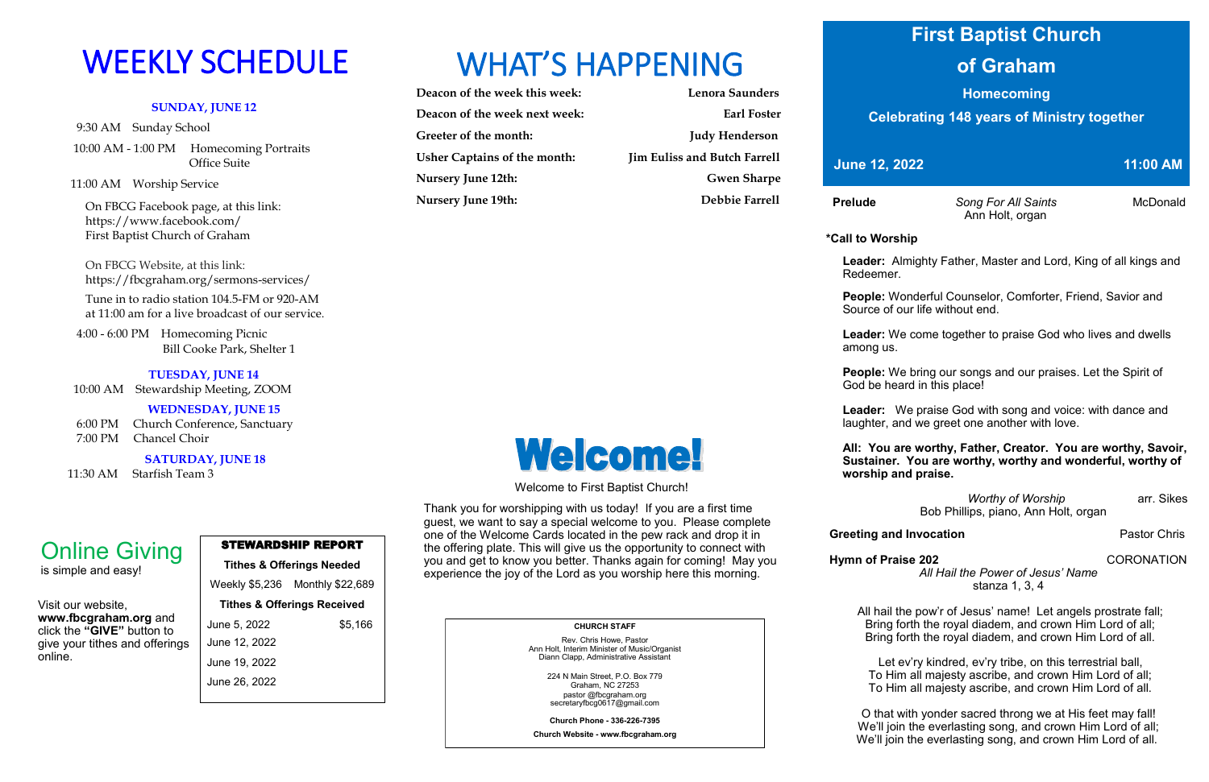# WEEKLY SCHEDULE

**SUNDAY, JUNE 12**

9:30 AM Sunday School

10:00 AM - 1:00 PM Homecoming Portraits Office Suite

11:00 AM Worship Service

On FBCG Facebook page, at this link: https://www.facebook.com/ First Baptist Church of Graham

On FBCG Website, at this link: https://fbcgraham.org/sermons-services/

Tune in to radio station 104.5-FM or 920-AM at 11:00 am for a live broadcast of our service.

4:00 - 6:00 PM Homecoming Picnic Bill Cooke Park, Shelter 1

**TUESDAY, JUNE 14**

10:00 AM Stewardship Meeting, ZOOM

**WEDNESDAY, JUNE 15**

6:00 PM Church Conference, Sanctuary

7:00 PM Chancel Choir

**SATURDAY, JUNE 18**

11:30 AM Starfish Team 3

## Online Giving

is simple and easy!

Visit our website, **www.fbcgraham.org** and click the **"GIVE"** button to give your tithes and offerings online.

| STEWARDSHIP REPORT | |
|---|---|
| **Tithes & Offerings Needed** | |
| Weekly $5,236 | Monthly $22,689 |
| **Tithes & Offerings Received** | |
| June 5, 2022 | $5,166 |
| June 12, 2022 | |
| June 19, 2022 | |
| June 26, 2022 | |

# WHAT'S HAPPENING

| | |
|---|---|
| **Deacon of the week this week:** | **Lenora Saunders** |
| **Deacon of the week next week:** | **Earl Foster** |
| **Greeter of the month:** | **Judy Henderson** |
| **Usher Captains of the month:** | **Jim Euliss and Butch Farrell** |
| **Nursery June 12th:** | **Gwen Sharpe** |
| **Nursery June 19th:** | **Debbie Farrell** |

# Welcome!

Welcome to First Baptist Church!

Thank you for worshipping with us today! If you are a first time guest, we want to say a special welcome to you. Please complete one of the Welcome Cards located in the pew rack and drop it in the offering plate. This will give us the opportunity to connect with you and get to know you better. Thanks again for coming! May you experience the joy of the Lord as you worship here this morning.

**CHURCH STAFF**

Rev. Chris Howe, Pastor
Ann Holt, Interim Minister of Music/Organist
Diann Clapp, Administrative Assistant

224 N Main Street, P.O. Box 779
Graham, NC 27253
pastor @fbcgraham.org
secretaryfbcg0617@gmail.com

**Church Phone - 336-226-7395**

**Church Website - www.fbcgraham.org**

# First Baptist Church of Graham

## Homecoming

### Celebrating 148 years of Ministry together

**June 12, 2022** **11:00 AM**

**Prelude** *Song For All Saints* McDonald
Ann Holt, organ

**\*Call to Worship**

**Leader:** Almighty Father, Master and Lord, King of all kings and Redeemer.

**People:** Wonderful Counselor, Comforter, Friend, Savior and Source of our life without end.

**Leader:** We come together to praise God who lives and dwells among us.

**People:** We bring our songs and our praises. Let the Spirit of God be heard in this place!

**Leader:** We praise God with song and voice: with dance and laughter, and we greet one another with love.

**All: You are worthy, Father, Creator. You are worthy, Savoir, Sustainer. You are worthy, worthy and wonderful, worthy of worship and praise.**

*Worthy of Worship* arr. Sikes
Bob Phillips, piano, Ann Holt, organ

**Greeting and Invocation** Pastor Chris

**Hymn of Praise 202** CORONATION
*All Hail the Power of Jesus' Name*
stanza 1, 3, 4

All hail the pow'r of Jesus' name! Let angels prostrate fall;
Bring forth the royal diadem, and crown Him Lord of all;
Bring forth the royal diadem, and crown Him Lord of all.

Let ev'ry kindred, ev'ry tribe, on this terrestrial ball,
To Him all majesty ascribe, and crown Him Lord of all;
To Him all majesty ascribe, and crown Him Lord of all.

O that with yonder sacred throng we at His feet may fall!
We'll join the everlasting song, and crown Him Lord of all;
We'll join the everlasting song, and crown Him Lord of all.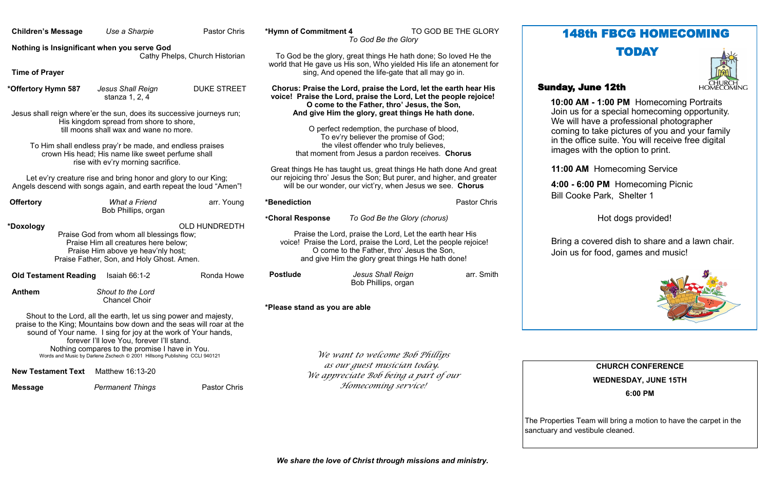**Children's Message** *Use a Sharpie* Pastor Chris

**Nothing is Insignificant when you serve God**
Cathy Phelps, Church Historian

**Time of Prayer**

**\*Offertory Hymn 587** *Jesus Shall Reign* DUKE STREET
stanza 1, 2, 4

Jesus shall reign where'er the sun, does its successive journeys run;
His kingdom spread from shore to shore,
till moons shall wax and wane no more.

To Him shall endless pray'r be made, and endless praises
crown His head; His name like sweet perfume shall
rise with ev'ry morning sacrifice.

Let ev'ry creature rise and bring honor and glory to our King;
Angels descend with songs again, and earth repeat the loud "Amen"!

**Offertory** *What a Friend* arr. Young
Bob Phillips, organ

**\*Doxology** OLD HUNDREDTH
Praise God from whom all blessings flow;
Praise Him all creatures here below;
Praise Him above ye heav'nly host;
Praise Father, Son, and Holy Ghost. Amen.

**Old Testament Reading** Isaiah 66:1-2 Ronda Howe

**Anthem** *Shout to the Lord*
Chancel Choir

Shout to the Lord, all the earth, let us sing power and majesty,
praise to the King; Mountains bow down and the seas will roar at the
sound of Your name. I sing for joy at the work of Your hands,
forever I'll love You, forever I'll stand.
Nothing compares to the promise I have in You.
Words and Music by Darlene Zschech © 2001 Hillsong Publishing CCLI 940121

**New Testament Text** Matthew 16:13-20

**Message** *Permanent Things* Pastor Chris

**\*Hymn of Commitment 4** TO GOD BE THE GLORY
*To God Be the Glory*

To God be the glory, great things He hath done; So loved He the
world that He gave us His son, Who yielded His life an atonement for
sing, And opened the life-gate that all may go in.

**Chorus: Praise the Lord, praise the Lord, let the earth hear His
voice! Praise the Lord, praise the Lord, Let the people rejoice!
O come to the Father, thro' Jesus, the Son,
And give Him the glory, great things He hath done.**

O perfect redemption, the purchase of blood,
To ev'ry believer the promise of God;
the vilest offender who truly believes,
that moment from Jesus a pardon receives. **Chorus**

Great things He has taught us, great things He hath done And great
our rejoicing thro' Jesus the Son; But purer, and higher, and greater
will be our wonder, our vict'ry, when Jesus we see. **Chorus**

**\*Benediction** Pastor Chris

**\*Choral Response** *To God Be the Glory (chorus)*

Praise the Lord, praise the Lord, Let the earth hear His
voice! Praise the Lord, praise the Lord, Let the people rejoice!
O come to the Father, thro' Jesus the Son,
and give Him the glory great things He hath done!

**Postlude** *Jesus Shall Reign* arr. Smith
Bob Phillips, organ

**\*Please stand as you are able**

*We want to welcome Bob Phillips
as our guest musician today.
We appreciate Bob being a part of our
Homecoming service!*

# 148th FBCG HOMECOMING TODAY

CHURCH HOMECOMING

## Sunday, June 12th

**10:00 AM - 1:00 PM** Homecoming Portraits
Join us for a special homecoming opportunity. We will have a professional photographer coming to take pictures of you and your family in the office suite. You will receive free digital images with the option to print.

**11:00 AM** Homecoming Service

**4:00 - 6:00 PM** Homecoming Picnic
Bill Cooke Park, Shelter 1

Hot dogs provided!

Bring a covered dish to share and a lawn chair. Join us for food, games and music!

**CHURCH CONFERENCE**
**WEDNESDAY, JUNE 15TH**
**6:00 PM**

The Properties Team will bring a motion to have the carpet in the sanctuary and vestibule cleaned.

***We share the love of Christ through missions and ministry.***